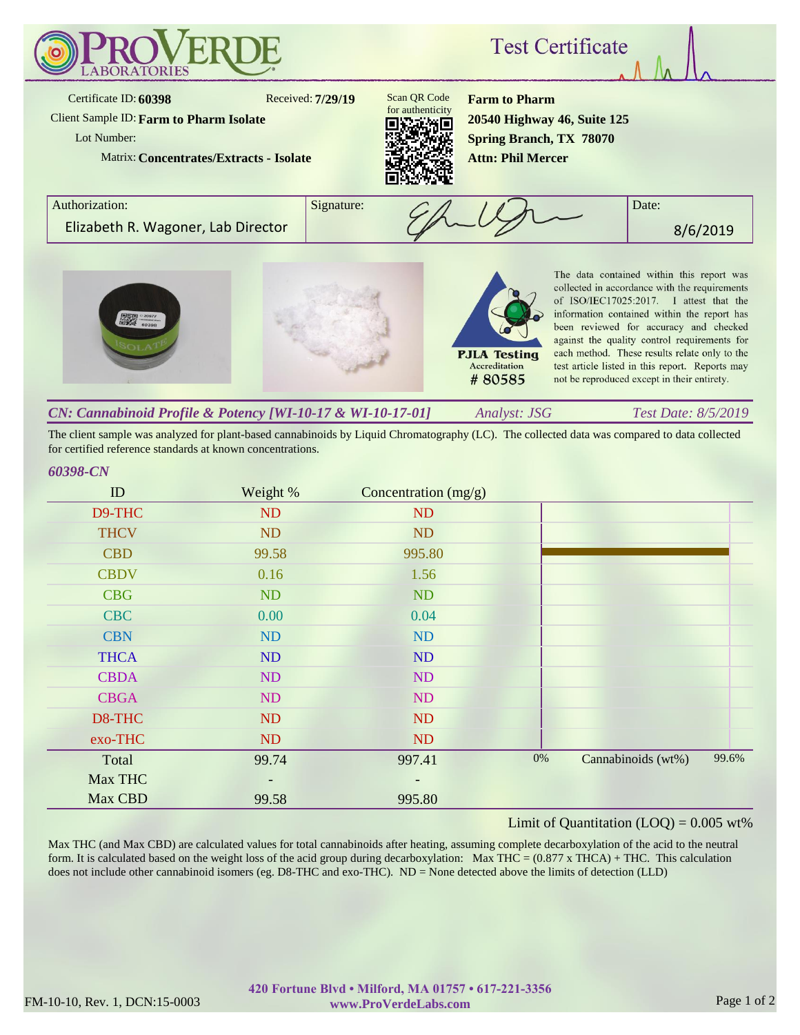# ProVerde Laboratories

## Test Certificate

Certificate ID: **60398** Received: **7/29/19**

Client Sample ID: **Farm to Pharm Isolate**

Lot Number:

Matrix: **Concentrates/Extracts - Isolate**

Scan QR Code for authenticity

**Farm to Pharm**
**20540 Highway 46, Suite 125**
**Spring Branch, TX 78070**
**Attn: Phil Mercer**

| Authorization: | Signature: | Date: |
|---|---|---|
| Elizabeth R. Wagoner, Lab Director | | 8/6/2019 |

PJLA Testing Accreditation # 80585

The data contained within this report was collected in accordance with the requirements of ISO/IEC17025:2017. I attest that the information contained within the report has been reviewed for accuracy and checked against the quality control requirements for each method. These results relate only to the test article listed in this report. Reports may not be reproduced except in their entirety.

### *CN: Cannabinoid Profile & Potency [WI-10-17 & WI-10-17-01]* *Analyst: JSG* *Test Date: 8/5/2019*

The client sample was analyzed for plant-based cannabinoids by Liquid Chromatography (LC). The collected data was compared to data collected for certified reference standards at known concentrations.

*60398-CN*

| ID | Weight % | Concentration (mg/g) |
|---|---|---|
| D9-THC | ND | ND |
| THCV | ND | ND |
| CBD | 99.58 | 995.80 |
| CBDV | 0.16 | 1.56 |
| CBG | ND | ND |
| CBC | 0.00 | 0.04 |
| CBN | ND | ND |
| THCA | ND | ND |
| CBDA | ND | ND |
| CBGA | ND | ND |
| D8-THC | ND | ND |
| exo-THC | ND | ND |
| Total | 99.74 | 997.41 |
| Max THC | - | - |
| Max CBD | 99.58 | 995.80 |

0% Cannabinoids (wt%) 99.6%

Limit of Quantitation (LOQ) = 0.005 wt%

Max THC (and Max CBD) are calculated values for total cannabinoids after heating, assuming complete decarboxylation of the acid to the neutral form. It is calculated based on the weight loss of the acid group during decarboxylation: Max THC = (0.877 x THCA) + THC. This calculation does not include other cannabinoid isomers (eg. D8-THC and exo-THC). ND = None detected above the limits of detection (LLD)

FM-10-10, Rev. 1, DCN:15-0003

**420 Fortune Blvd • Milford, MA 01757 • 617-221-3356**
**www.ProVerdeLabs.com**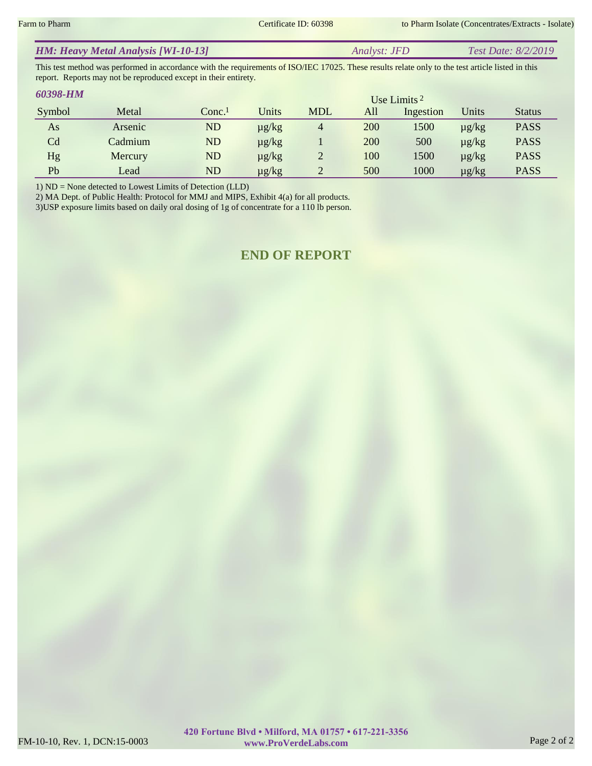## *HM: Heavy Metal Analysis [WI-10-13]* *Analyst: JFD* *Test Date: 8/2/2019*

This test method was performed in accordance with the requirements of ISO/IEC 17025. These results relate only to the test article listed in this report. Reports may not be reproduced except in their entirety.

### *60398-HM*

| Symbol | Metal | Conc.[1] | Units | MDL | Use Limits [2] | | Units | Status |
|---|---|---|---|---|---|---|---|---|
| | | | | | All | Ingestion | | |
| As | Arsenic | ND | µg/kg | 4 | 200 | 1500 | µg/kg | PASS |
| Cd | Cadmium | ND | µg/kg | 1 | 200 | 500 | µg/kg | PASS |
| Hg | Mercury | ND | µg/kg | 2 | 100 | 1500 | µg/kg | PASS |
| Pb | Lead | ND | µg/kg | 2 | 500 | 1000 | µg/kg | PASS |

1) ND = None detected to Lowest Limits of Detection (LLD)
2) MA Dept. of Public Health: Protocol for MMJ and MIPS, Exhibit 4(a) for all products.
3)USP exposure limits based on daily oral dosing of 1g of concentrate for a 110 lb person.

## END OF REPORT

**420 Fortune Blvd • Milford, MA 01757 • 617-221-3356**
**www.ProVerdeLabs.com**

FM-10-10, Rev. 1, DCN:15-0003